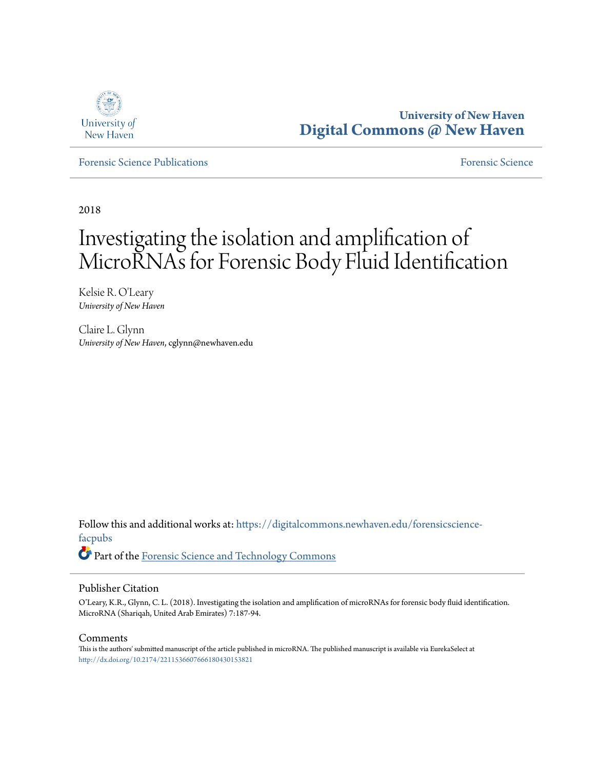University of New Haven

**University of New Haven**
**Digital Commons @ New Haven**

Forensic Science Publications | Forensic Science

2018

# Investigating the isolation and amplification of MicroRNAs for Forensic Body Fluid Identification

Kelsie R. O'Leary
*University of New Haven*

Claire L. Glynn
*University of New Haven*, cglynn@newhaven.edu

Follow this and additional works at: https://digitalcommons.newhaven.edu/forensicscience-facpubs

Part of the Forensic Science and Technology Commons

## Publisher Citation

O'Leary, K.R., Glynn, C. L. (2018). Investigating the isolation and amplification of microRNAs for forensic body fluid identification. MicroRNA (Shariqah, United Arab Emirates) 7:187-94.

## Comments

This is the authors' submitted manuscript of the article published in microRNA. The published manuscript is available via EurekaSelect at http://dx.doi.org/10.2174/2211536607666180430153821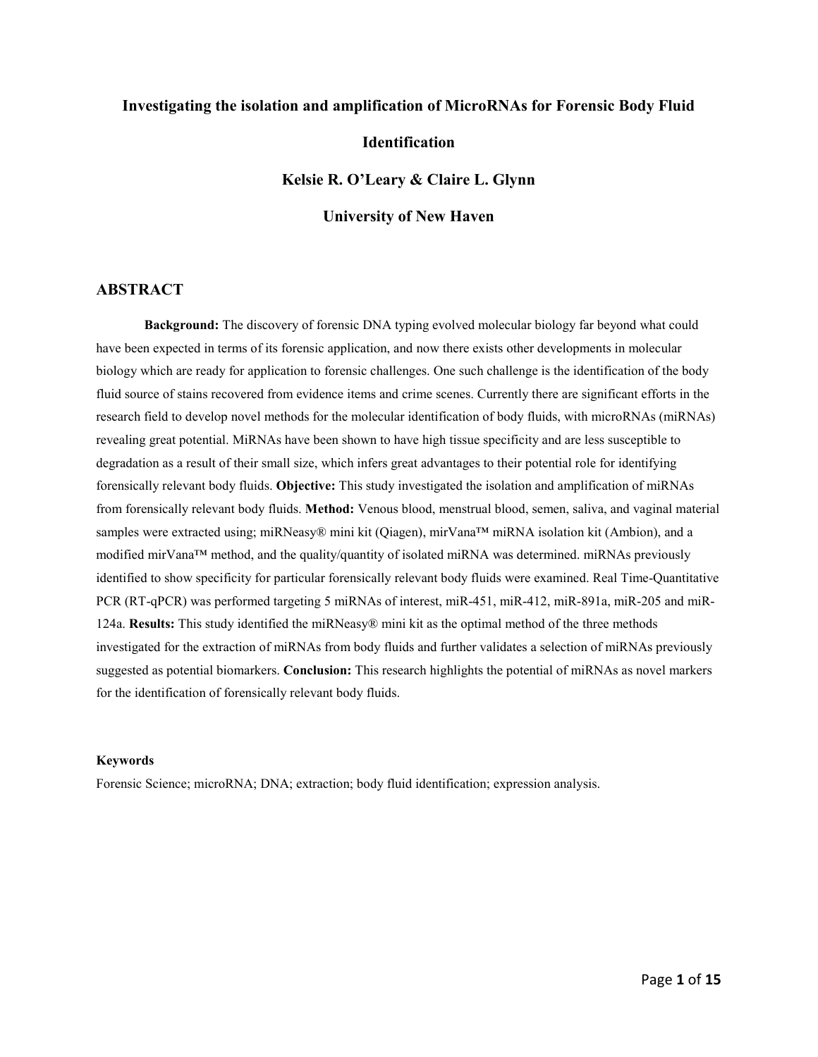# Investigating the isolation and amplification of MicroRNAs for Forensic Body Fluid Identification

**Kelsie R. O'Leary & Claire L. Glynn**

**University of New Haven**

## ABSTRACT

**Background:** The discovery of forensic DNA typing evolved molecular biology far beyond what could have been expected in terms of its forensic application, and now there exists other developments in molecular biology which are ready for application to forensic challenges. One such challenge is the identification of the body fluid source of stains recovered from evidence items and crime scenes. Currently there are significant efforts in the research field to develop novel methods for the molecular identification of body fluids, with microRNAs (miRNAs) revealing great potential. MiRNAs have been shown to have high tissue specificity and are less susceptible to degradation as a result of their small size, which infers great advantages to their potential role for identifying forensically relevant body fluids. **Objective:** This study investigated the isolation and amplification of miRNAs from forensically relevant body fluids. **Method:** Venous blood, menstrual blood, semen, saliva, and vaginal material samples were extracted using; miRNeasy® mini kit (Qiagen), mirVana™ miRNA isolation kit (Ambion), and a modified mirVana™ method, and the quality/quantity of isolated miRNA was determined. miRNAs previously identified to show specificity for particular forensically relevant body fluids were examined. Real Time-Quantitative PCR (RT-qPCR) was performed targeting 5 miRNAs of interest, miR-451, miR-412, miR-891a, miR-205 and miR-124a. **Results:** This study identified the miRNeasy® mini kit as the optimal method of the three methods investigated for the extraction of miRNAs from body fluids and further validates a selection of miRNAs previously suggested as potential biomarkers. **Conclusion:** This research highlights the potential of miRNAs as novel markers for the identification of forensically relevant body fluids.

**Keywords**

Forensic Science; microRNA; DNA; extraction; body fluid identification; expression analysis.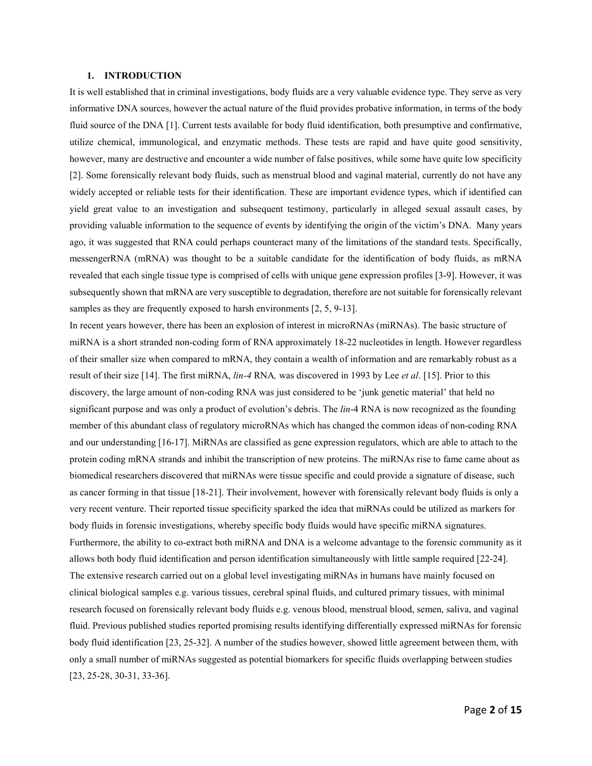### 1. INTRODUCTION

It is well established that in criminal investigations, body fluids are a very valuable evidence type. They serve as very informative DNA sources, however the actual nature of the fluid provides probative information, in terms of the body fluid source of the DNA [1]. Current tests available for body fluid identification, both presumptive and confirmative, utilize chemical, immunological, and enzymatic methods. These tests are rapid and have quite good sensitivity, however, many are destructive and encounter a wide number of false positives, while some have quite low specificity [2]. Some forensically relevant body fluids, such as menstrual blood and vaginal material, currently do not have any widely accepted or reliable tests for their identification. These are important evidence types, which if identified can yield great value to an investigation and subsequent testimony, particularly in alleged sexual assault cases, by providing valuable information to the sequence of events by identifying the origin of the victim's DNA. Many years ago, it was suggested that RNA could perhaps counteract many of the limitations of the standard tests. Specifically, messengerRNA (mRNA) was thought to be a suitable candidate for the identification of body fluids, as mRNA revealed that each single tissue type is comprised of cells with unique gene expression profiles [3-9]. However, it was subsequently shown that mRNA are very susceptible to degradation, therefore are not suitable for forensically relevant samples as they are frequently exposed to harsh environments [2, 5, 9-13].

In recent years however, there has been an explosion of interest in microRNAs (miRNAs). The basic structure of miRNA is a short stranded non-coding form of RNA approximately 18-22 nucleotides in length. However regardless of their smaller size when compared to mRNA, they contain a wealth of information and are remarkably robust as a result of their size [14]. The first miRNA, *lin-4* RNA*,* was discovered in 1993 by Lee *et al*. [15]. Prior to this discovery, the large amount of non-coding RNA was just considered to be 'junk genetic material' that held no significant purpose and was only a product of evolution's debris. The *lin*-4 RNA is now recognized as the founding member of this abundant class of regulatory microRNAs which has changed the common ideas of non-coding RNA and our understanding [16-17]. MiRNAs are classified as gene expression regulators, which are able to attach to the protein coding mRNA strands and inhibit the transcription of new proteins. The miRNAs rise to fame came about as biomedical researchers discovered that miRNAs were tissue specific and could provide a signature of disease, such as cancer forming in that tissue [18-21]. Their involvement, however with forensically relevant body fluids is only a very recent venture. Their reported tissue specificity sparked the idea that miRNAs could be utilized as markers for body fluids in forensic investigations, whereby specific body fluids would have specific miRNA signatures.

Furthermore, the ability to co-extract both miRNA and DNA is a welcome advantage to the forensic community as it allows both body fluid identification and person identification simultaneously with little sample required [22-24].

The extensive research carried out on a global level investigating miRNAs in humans have mainly focused on clinical biological samples e.g. various tissues, cerebral spinal fluids, and cultured primary tissues, with minimal research focused on forensically relevant body fluids e.g. venous blood, menstrual blood, semen, saliva, and vaginal fluid. Previous published studies reported promising results identifying differentially expressed miRNAs for forensic body fluid identification [23, 25-32]. A number of the studies however, showed little agreement between them, with only a small number of miRNAs suggested as potential biomarkers for specific fluids overlapping between studies [23, 25-28, 30-31, 33-36].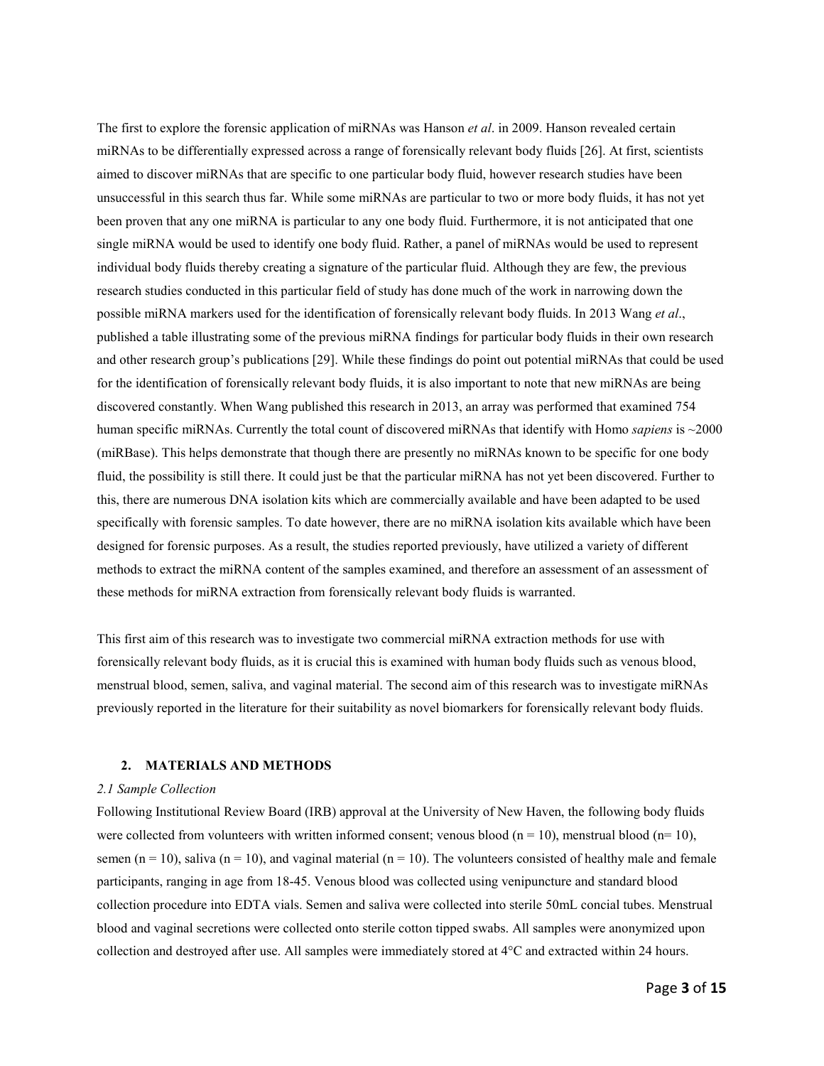The first to explore the forensic application of miRNAs was Hanson *et al*. in 2009. Hanson revealed certain miRNAs to be differentially expressed across a range of forensically relevant body fluids [26]. At first, scientists aimed to discover miRNAs that are specific to one particular body fluid, however research studies have been unsuccessful in this search thus far. While some miRNAs are particular to two or more body fluids, it has not yet been proven that any one miRNA is particular to any one body fluid. Furthermore, it is not anticipated that one single miRNA would be used to identify one body fluid. Rather, a panel of miRNAs would be used to represent individual body fluids thereby creating a signature of the particular fluid. Although they are few, the previous research studies conducted in this particular field of study has done much of the work in narrowing down the possible miRNA markers used for the identification of forensically relevant body fluids. In 2013 Wang *et al*., published a table illustrating some of the previous miRNA findings for particular body fluids in their own research and other research group's publications [29]. While these findings do point out potential miRNAs that could be used for the identification of forensically relevant body fluids, it is also important to note that new miRNAs are being discovered constantly. When Wang published this research in 2013, an array was performed that examined 754 human specific miRNAs. Currently the total count of discovered miRNAs that identify with Homo *sapiens* is ~2000 (miRBase). This helps demonstrate that though there are presently no miRNAs known to be specific for one body fluid, the possibility is still there. It could just be that the particular miRNA has not yet been discovered. Further to this, there are numerous DNA isolation kits which are commercially available and have been adapted to be used specifically with forensic samples. To date however, there are no miRNA isolation kits available which have been designed for forensic purposes. As a result, the studies reported previously, have utilized a variety of different methods to extract the miRNA content of the samples examined, and therefore an assessment of an assessment of these methods for miRNA extraction from forensically relevant body fluids is warranted.

This first aim of this research was to investigate two commercial miRNA extraction methods for use with forensically relevant body fluids, as it is crucial this is examined with human body fluids such as venous blood, menstrual blood, semen, saliva, and vaginal material. The second aim of this research was to investigate miRNAs previously reported in the literature for their suitability as novel biomarkers for forensically relevant body fluids.

## 2. MATERIALS AND METHODS

### *2.1 Sample Collection*

Following Institutional Review Board (IRB) approval at the University of New Haven, the following body fluids were collected from volunteers with written informed consent; venous blood (n = 10), menstrual blood (n= 10), semen (n = 10), saliva (n = 10), and vaginal material (n = 10). The volunteers consisted of healthy male and female participants, ranging in age from 18-45. Venous blood was collected using venipuncture and standard blood collection procedure into EDTA vials. Semen and saliva were collected into sterile 50mL concial tubes. Menstrual blood and vaginal secretions were collected onto sterile cotton tipped swabs. All samples were anonymized upon collection and destroyed after use. All samples were immediately stored at 4°C and extracted within 24 hours.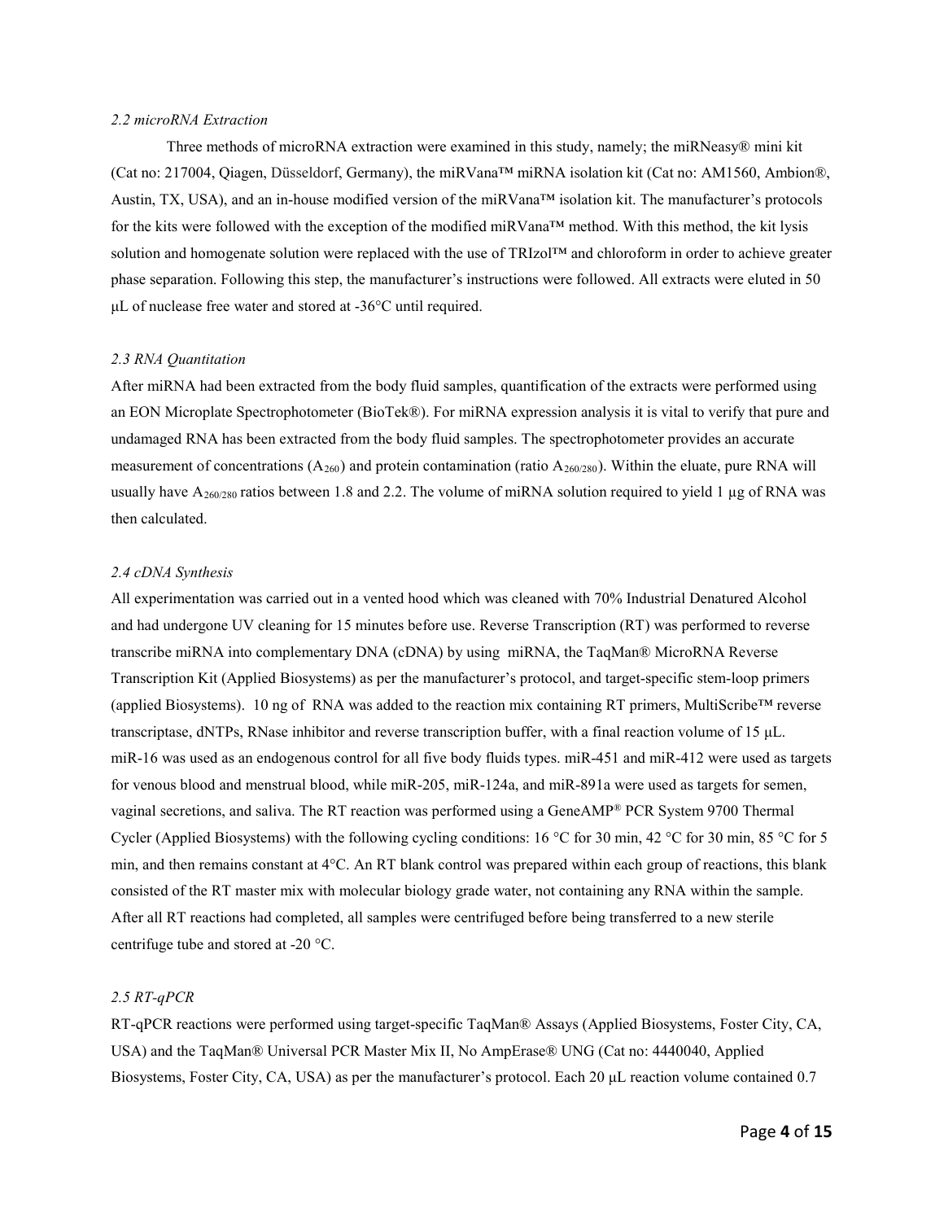### *2.2 microRNA Extraction*

Three methods of microRNA extraction were examined in this study, namely; the miRNeasy® mini kit (Cat no: 217004, Qiagen, Düsseldorf, Germany), the miRVana™ miRNA isolation kit (Cat no: AM1560, Ambion®, Austin, TX, USA), and an in-house modified version of the miRVana™ isolation kit. The manufacturer's protocols for the kits were followed with the exception of the modified miRVana™ method. With this method, the kit lysis solution and homogenate solution were replaced with the use of TRIzol™ and chloroform in order to achieve greater phase separation. Following this step, the manufacturer's instructions were followed. All extracts were eluted in 50 µL of nuclease free water and stored at -36°C until required.

### *2.3 RNA Quantitation*

After miRNA had been extracted from the body fluid samples, quantification of the extracts were performed using an EON Microplate Spectrophotometer (BioTek®). For miRNA expression analysis it is vital to verify that pure and undamaged RNA has been extracted from the body fluid samples. The spectrophotometer provides an accurate measurement of concentrations ($A_{260}$) and protein contamination (ratio $A_{260/280}$). Within the eluate, pure RNA will usually have $A_{260/280}$ ratios between 1.8 and 2.2. The volume of miRNA solution required to yield 1 µg of RNA was then calculated.

### *2.4 cDNA Synthesis*

All experimentation was carried out in a vented hood which was cleaned with 70% Industrial Denatured Alcohol and had undergone UV cleaning for 15 minutes before use. Reverse Transcription (RT) was performed to reverse transcribe miRNA into complementary DNA (cDNA) by using miRNA, the TaqMan® MicroRNA Reverse Transcription Kit (Applied Biosystems) as per the manufacturer's protocol, and target-specific stem-loop primers (applied Biosystems). 10 ng of RNA was added to the reaction mix containing RT primers, MultiScribe™ reverse transcriptase, dNTPs, RNase inhibitor and reverse transcription buffer, with a final reaction volume of 15 µL. miR-16 was used as an endogenous control for all five body fluids types. miR-451 and miR-412 were used as targets for venous blood and menstrual blood, while miR-205, miR-124a, and miR-891a were used as targets for semen, vaginal secretions, and saliva. The RT reaction was performed using a GeneAMP® PCR System 9700 Thermal Cycler (Applied Biosystems) with the following cycling conditions: 16 °C for 30 min, 42 °C for 30 min, 85 °C for 5 min, and then remains constant at 4°C. An RT blank control was prepared within each group of reactions, this blank consisted of the RT master mix with molecular biology grade water, not containing any RNA within the sample. After all RT reactions had completed, all samples were centrifuged before being transferred to a new sterile centrifuge tube and stored at -20 °C.

### *2.5 RT-qPCR*

RT-qPCR reactions were performed using target-specific TaqMan® Assays (Applied Biosystems, Foster City, CA, USA) and the TaqMan® Universal PCR Master Mix II, No AmpErase® UNG (Cat no: 4440040, Applied Biosystems, Foster City, CA, USA) as per the manufacturer's protocol. Each 20 µL reaction volume contained 0.7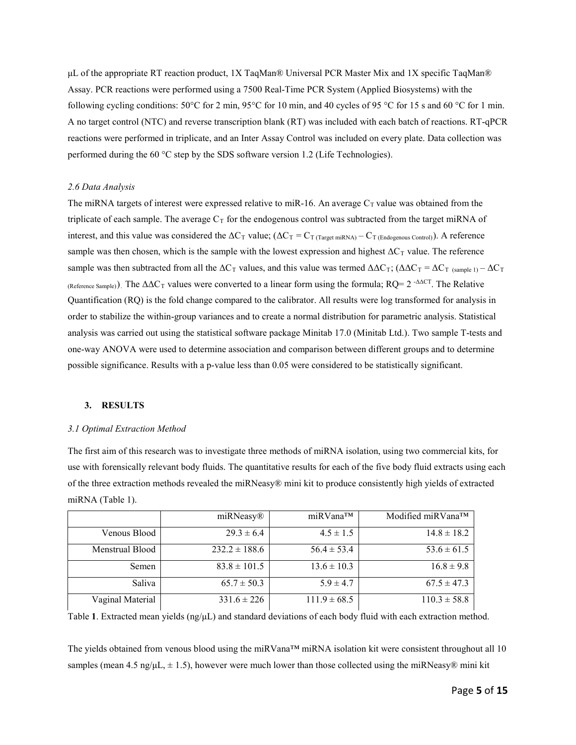μL of the appropriate RT reaction product, 1X TaqMan® Universal PCR Master Mix and 1X specific TaqMan® Assay. PCR reactions were performed using a 7500 Real-Time PCR System (Applied Biosystems) with the following cycling conditions: 50°C for 2 min, 95°C for 10 min, and 40 cycles of 95 °C for 15 s and 60 °C for 1 min. A no target control (NTC) and reverse transcription blank (RT) was included with each batch of reactions. RT-qPCR reactions were performed in triplicate, and an Inter Assay Control was included on every plate. Data collection was performed during the 60 °C step by the SDS software version 1.2 (Life Technologies).

*2.6 Data Analysis*

The miRNA targets of interest were expressed relative to miR-16. An average $C_T$ value was obtained from the triplicate of each sample. The average $C_T$ for the endogenous control was subtracted from the target miRNA of interest, and this value was considered the $\Delta C_T$ value; ($\Delta C_T = C_{T\,(Target\ miRNA)} - C_{T\,(Endogenous\ Control)}$). A reference sample was then chosen, which is the sample with the lowest expression and highest $\Delta C_T$ value. The reference sample was then subtracted from all the $\Delta C_T$ values, and this value was termed $\Delta\Delta C_T$; ($\Delta\Delta C_T = \Delta C_{T\,(sample\ 1)} - \Delta C_{T\,(Reference\ Sample)}$). The $\Delta\Delta C_T$ values were converted to a linear form using the formula; $RQ = 2^{-\Delta\Delta CT}$. The Relative Quantification (RQ) is the fold change compared to the calibrator. All results were log transformed for analysis in order to stabilize the within-group variances and to create a normal distribution for parametric analysis. Statistical analysis was carried out using the statistical software package Minitab 17.0 (Minitab Ltd.). Two sample T-tests and one-way ANOVA were used to determine association and comparison between different groups and to determine possible significance. Results with a p-value less than 0.05 were considered to be statistically significant.

## 3. RESULTS

*3.1 Optimal Extraction Method*

The first aim of this research was to investigate three methods of miRNA isolation, using two commercial kits, for use with forensically relevant body fluids. The quantitative results for each of the five body fluid extracts using each of the three extraction methods revealed the miRNeasy® mini kit to produce consistently high yields of extracted miRNA (Table 1).

| | miRNeasy® | miRVana™ | Modified miRVana™ |
|---|---|---|---|
| Venous Blood | 29.3 ± 6.4 | 4.5 ± 1.5 | 14.8 ± 18.2 |
| Menstrual Blood | 232.2 ± 188.6 | 56.4 ± 53.4 | 53.6 ± 61.5 |
| Semen | 83.8 ± 101.5 | 13.6 ± 10.3 | 16.8 ± 9.8 |
| Saliva | 65.7 ± 50.3 | 5.9 ± 4.7 | 67.5 ± 47.3 |
| Vaginal Material | 331.6 ± 226 | 111.9 ± 68.5 | 110.3 ± 58.8 |

Table **1**. Extracted mean yields (ng/μL) and standard deviations of each body fluid with each extraction method.

The yields obtained from venous blood using the miRVana™ miRNA isolation kit were consistent throughout all 10 samples (mean 4.5 ng/μL, ± 1.5), however were much lower than those collected using the miRNeasy® mini kit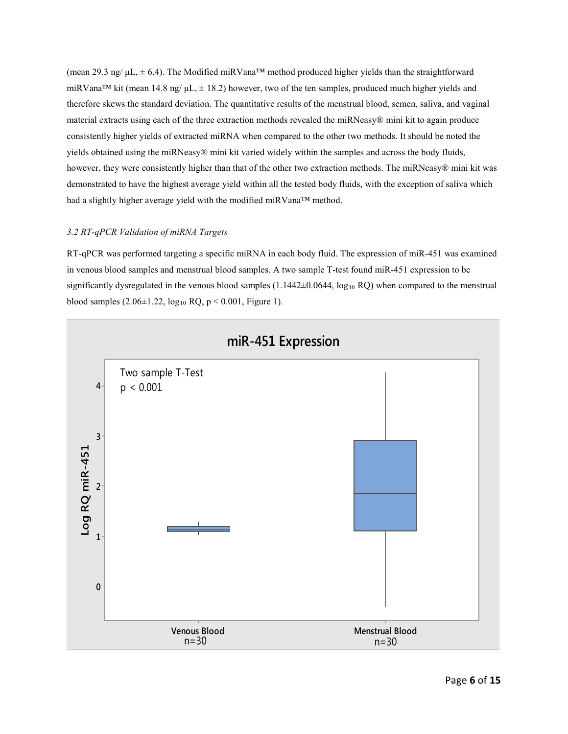(mean 29.3 ng/ µL, ± 6.4). The Modified miRVana™ method produced higher yields than the straightforward miRVana™ kit (mean 14.8 ng/ µL, ± 18.2) however, two of the ten samples, produced much higher yields and therefore skews the standard deviation. The quantitative results of the menstrual blood, semen, saliva, and vaginal material extracts using each of the three extraction methods revealed the miRNeasy® mini kit to again produce consistently higher yields of extracted miRNA when compared to the other two methods. It should be noted the yields obtained using the miRNeasy® mini kit varied widely within the samples and across the body fluids, however, they were consistently higher than that of the other two extraction methods. The miRNeasy® mini kit was demonstrated to have the highest average yield within all the tested body fluids, with the exception of saliva which had a slightly higher average yield with the modified miRVana™ method.

### *3.2 RT-qPCR Validation of miRNA Targets*

RT-qPCR was performed targeting a specific miRNA in each body fluid. The expression of miR-451 was examined in venous blood samples and menstrual blood samples. A two sample T-test found miR-451 expression to be significantly dysregulated in the venous blood samples ($1.1442 \pm 0.0644$, $\log_{10}$ RQ) when compared to the menstrual blood samples ($2.06 \pm 1.22$, $\log_{10}$ RQ, $p < 0.001$, Figure 1).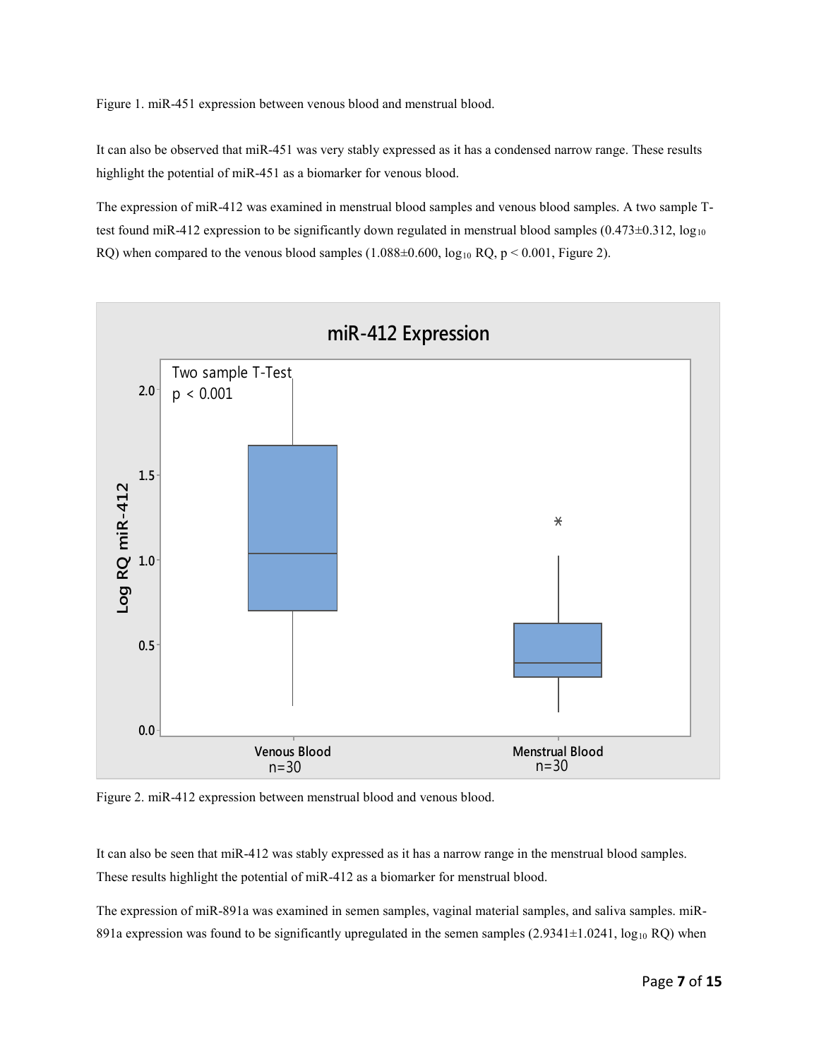Figure 1. miR-451 expression between venous blood and menstrual blood.

It can also be observed that miR-451 was very stably expressed as it has a condensed narrow range. These results highlight the potential of miR-451 as a biomarker for venous blood.

The expression of miR-412 was examined in menstrual blood samples and venous blood samples. A two sample T-test found miR-412 expression to be significantly down regulated in menstrual blood samples (0.473±0.312, $\log_{10}$ RQ) when compared to the venous blood samples (1.088±0.600, $\log_{10}$ RQ, $p < 0.001$, Figure 2).

Figure 2. miR-412 expression between menstrual blood and venous blood.

It can also be seen that miR-412 was stably expressed as it has a narrow range in the menstrual blood samples. These results highlight the potential of miR-412 as a biomarker for menstrual blood.

The expression of miR-891a was examined in semen samples, vaginal material samples, and saliva samples. miR-891a expression was found to be significantly upregulated in the semen samples (2.9341±1.0241, $\log_{10}$ RQ) when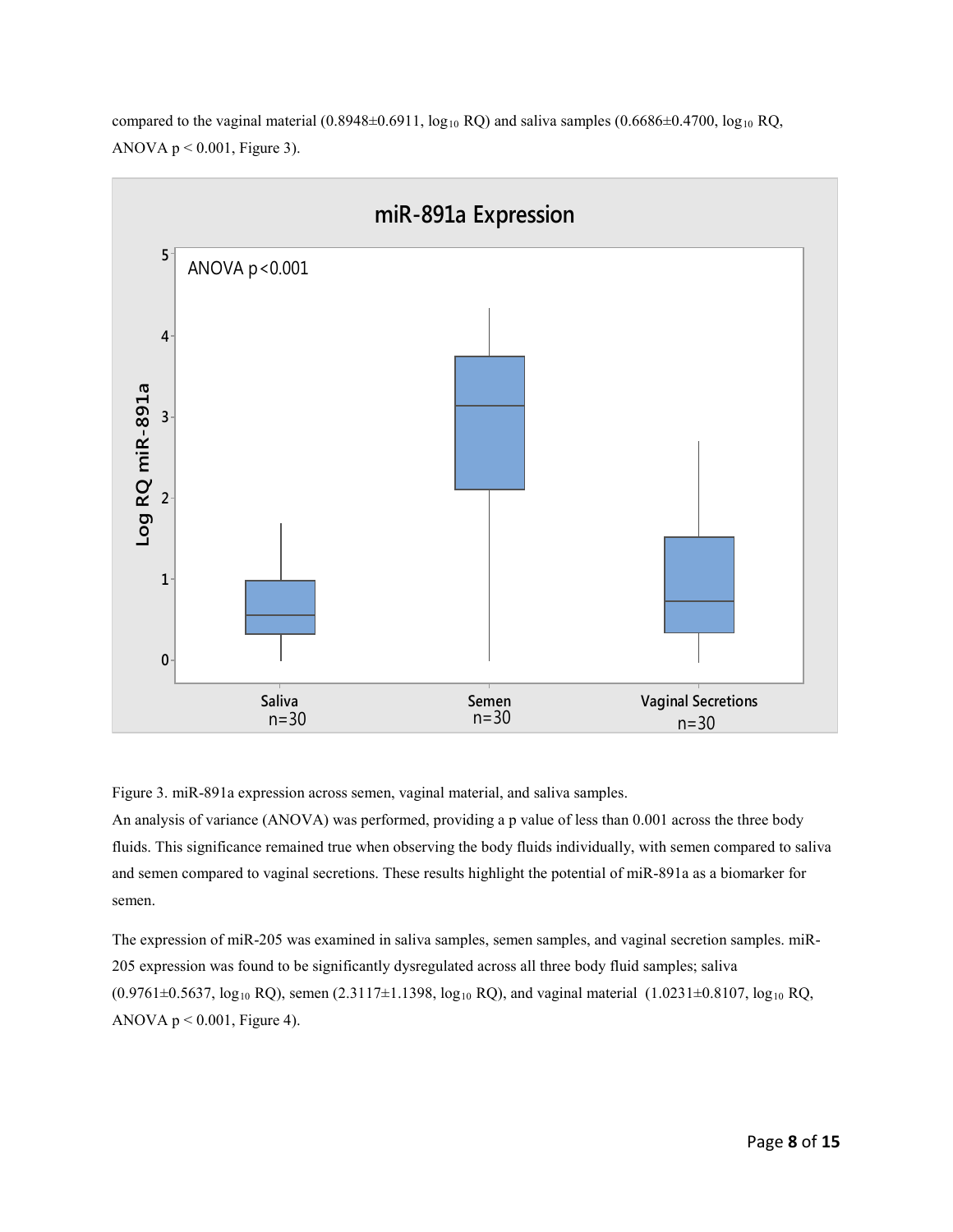compared to the vaginal material (0.8948±0.6911, $\log_{10}$ RQ) and saliva samples (0.6686±0.4700, $\log_{10}$ RQ, ANOVA $p < 0.001$, Figure 3).

Figure 3. miR-891a expression across semen, vaginal material, and saliva samples.

An analysis of variance (ANOVA) was performed, providing a p value of less than 0.001 across the three body fluids. This significance remained true when observing the body fluids individually, with semen compared to saliva and semen compared to vaginal secretions. These results highlight the potential of miR-891a as a biomarker for semen.

The expression of miR-205 was examined in saliva samples, semen samples, and vaginal secretion samples. miR-205 expression was found to be significantly dysregulated across all three body fluid samples; saliva (0.9761±0.5637, $\log_{10}$ RQ), semen (2.3117±1.1398, $\log_{10}$ RQ), and vaginal material (1.0231±0.8107, $\log_{10}$ RQ, ANOVA $p < 0.001$, Figure 4).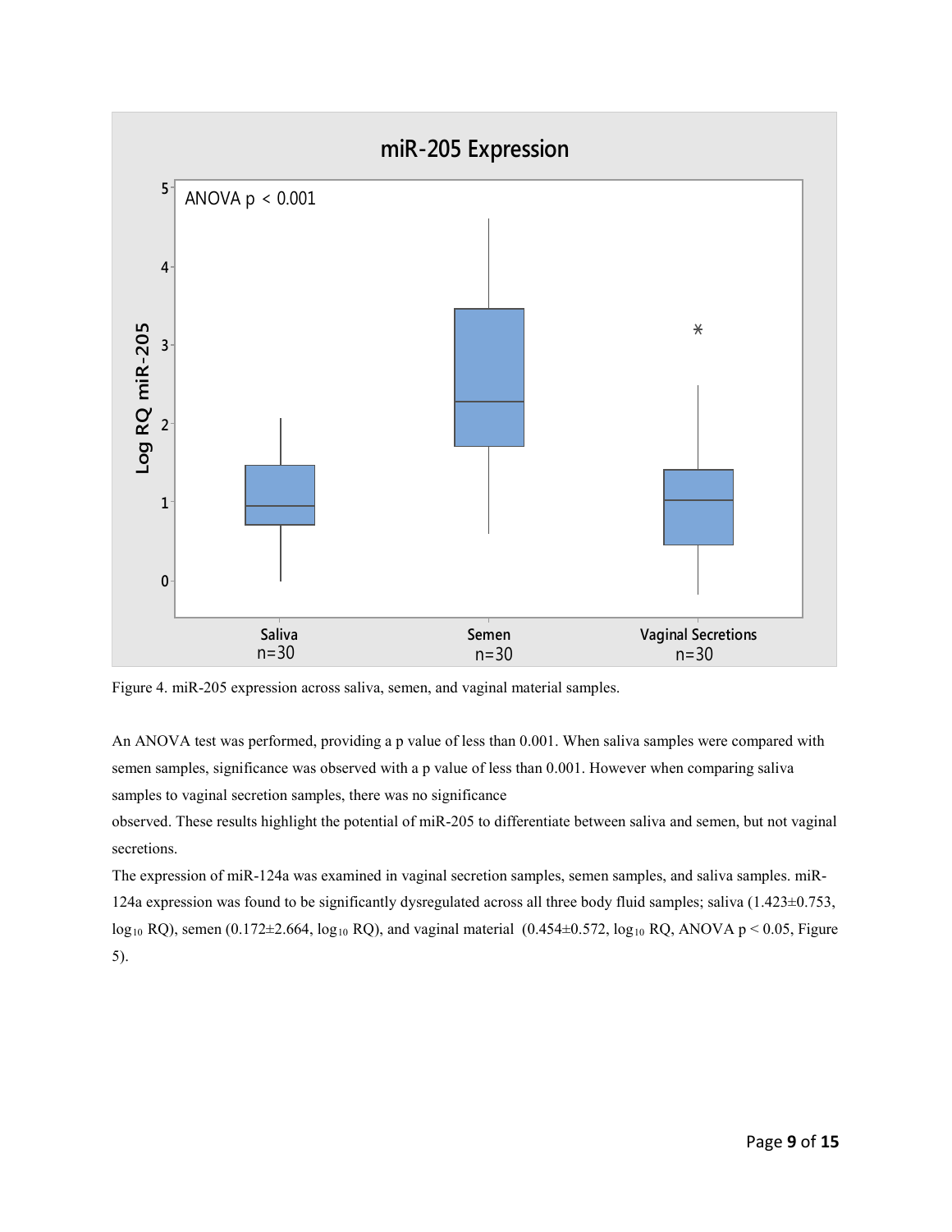Figure 4. miR-205 expression across saliva, semen, and vaginal material samples.

An ANOVA test was performed, providing a p value of less than 0.001. When saliva samples were compared with semen samples, significance was observed with a p value of less than 0.001. However when comparing saliva samples to vaginal secretion samples, there was no significance observed. These results highlight the potential of miR-205 to differentiate between saliva and semen, but not vaginal secretions.

The expression of miR-124a was examined in vaginal secretion samples, semen samples, and saliva samples. miR-124a expression was found to be significantly dysregulated across all three body fluid samples; saliva ($1.423 \pm 0.753$, $\log_{10}$ RQ), semen ($0.172 \pm 2.664$, $\log_{10}$ RQ), and vaginal material ($0.454 \pm 0.572$, $\log_{10}$ RQ, ANOVA $p < 0.05$, Figure 5).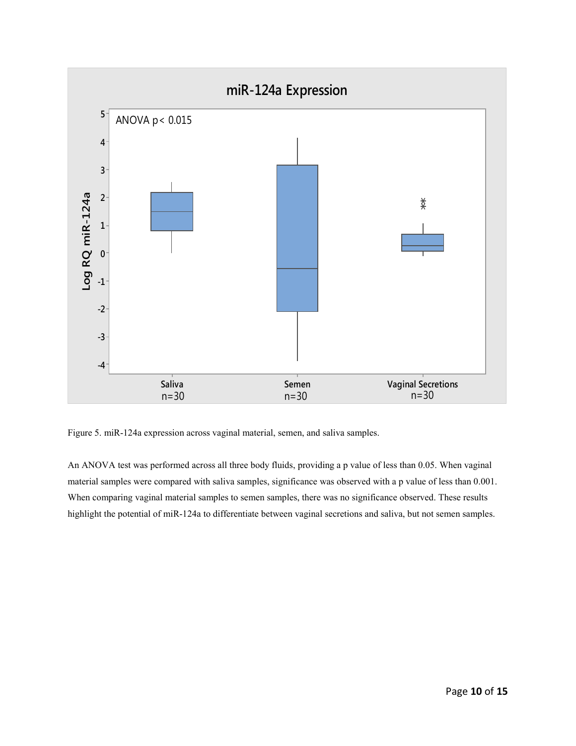Figure 5. miR-124a expression across vaginal material, semen, and saliva samples.

An ANOVA test was performed across all three body fluids, providing a p value of less than 0.05. When vaginal material samples were compared with saliva samples, significance was observed with a p value of less than 0.001. When comparing vaginal material samples to semen samples, there was no significance observed. These results highlight the potential of miR-124a to differentiate between vaginal secretions and saliva, but not semen samples.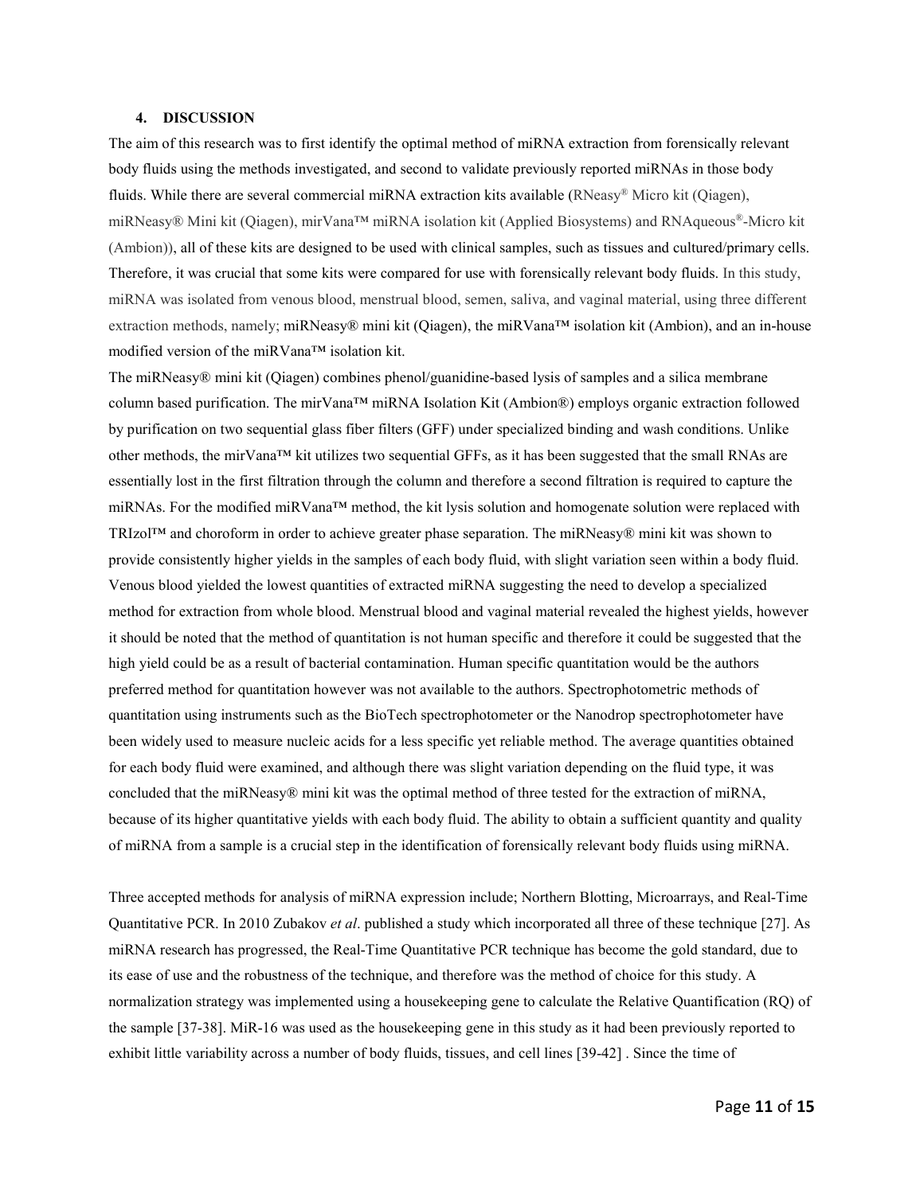### 4. DISCUSSION

The aim of this research was to first identify the optimal method of miRNA extraction from forensically relevant body fluids using the methods investigated, and second to validate previously reported miRNAs in those body fluids. While there are several commercial miRNA extraction kits available (RNeasy® Micro kit (Qiagen), miRNeasy® Mini kit (Qiagen), mirVana™ miRNA isolation kit (Applied Biosystems) and RNAqueous®-Micro kit (Ambion)), all of these kits are designed to be used with clinical samples, such as tissues and cultured/primary cells. Therefore, it was crucial that some kits were compared for use with forensically relevant body fluids. In this study, miRNA was isolated from venous blood, menstrual blood, semen, saliva, and vaginal material, using three different extraction methods, namely; miRNeasy® mini kit (Qiagen), the miRVana™ isolation kit (Ambion), and an in-house modified version of the miRVana™ isolation kit.

The miRNeasy® mini kit (Qiagen) combines phenol/guanidine-based lysis of samples and a silica membrane column based purification. The mirVana™ miRNA Isolation Kit (Ambion®) employs organic extraction followed by purification on two sequential glass fiber filters (GFF) under specialized binding and wash conditions. Unlike other methods, the mirVana™ kit utilizes two sequential GFFs, as it has been suggested that the small RNAs are essentially lost in the first filtration through the column and therefore a second filtration is required to capture the miRNAs. For the modified miRVana™ method, the kit lysis solution and homogenate solution were replaced with TRIzol™ and choroform in order to achieve greater phase separation. The miRNeasy® mini kit was shown to provide consistently higher yields in the samples of each body fluid, with slight variation seen within a body fluid. Venous blood yielded the lowest quantities of extracted miRNA suggesting the need to develop a specialized method for extraction from whole blood. Menstrual blood and vaginal material revealed the highest yields, however it should be noted that the method of quantitation is not human specific and therefore it could be suggested that the high yield could be as a result of bacterial contamination. Human specific quantitation would be the authors preferred method for quantitation however was not available to the authors. Spectrophotometric methods of quantitation using instruments such as the BioTech spectrophotometer or the Nanodrop spectrophotometer have been widely used to measure nucleic acids for a less specific yet reliable method. The average quantities obtained for each body fluid were examined, and although there was slight variation depending on the fluid type, it was concluded that the miRNeasy® mini kit was the optimal method of three tested for the extraction of miRNA, because of its higher quantitative yields with each body fluid. The ability to obtain a sufficient quantity and quality of miRNA from a sample is a crucial step in the identification of forensically relevant body fluids using miRNA.

Three accepted methods for analysis of miRNA expression include; Northern Blotting, Microarrays, and Real-Time Quantitative PCR. In 2010 Zubakov *et al*. published a study which incorporated all three of these technique [27]. As miRNA research has progressed, the Real-Time Quantitative PCR technique has become the gold standard, due to its ease of use and the robustness of the technique, and therefore was the method of choice for this study. A normalization strategy was implemented using a housekeeping gene to calculate the Relative Quantification (RQ) of the sample [37-38]. MiR-16 was used as the housekeeping gene in this study as it had been previously reported to exhibit little variability across a number of body fluids, tissues, and cell lines [39-42] . Since the time of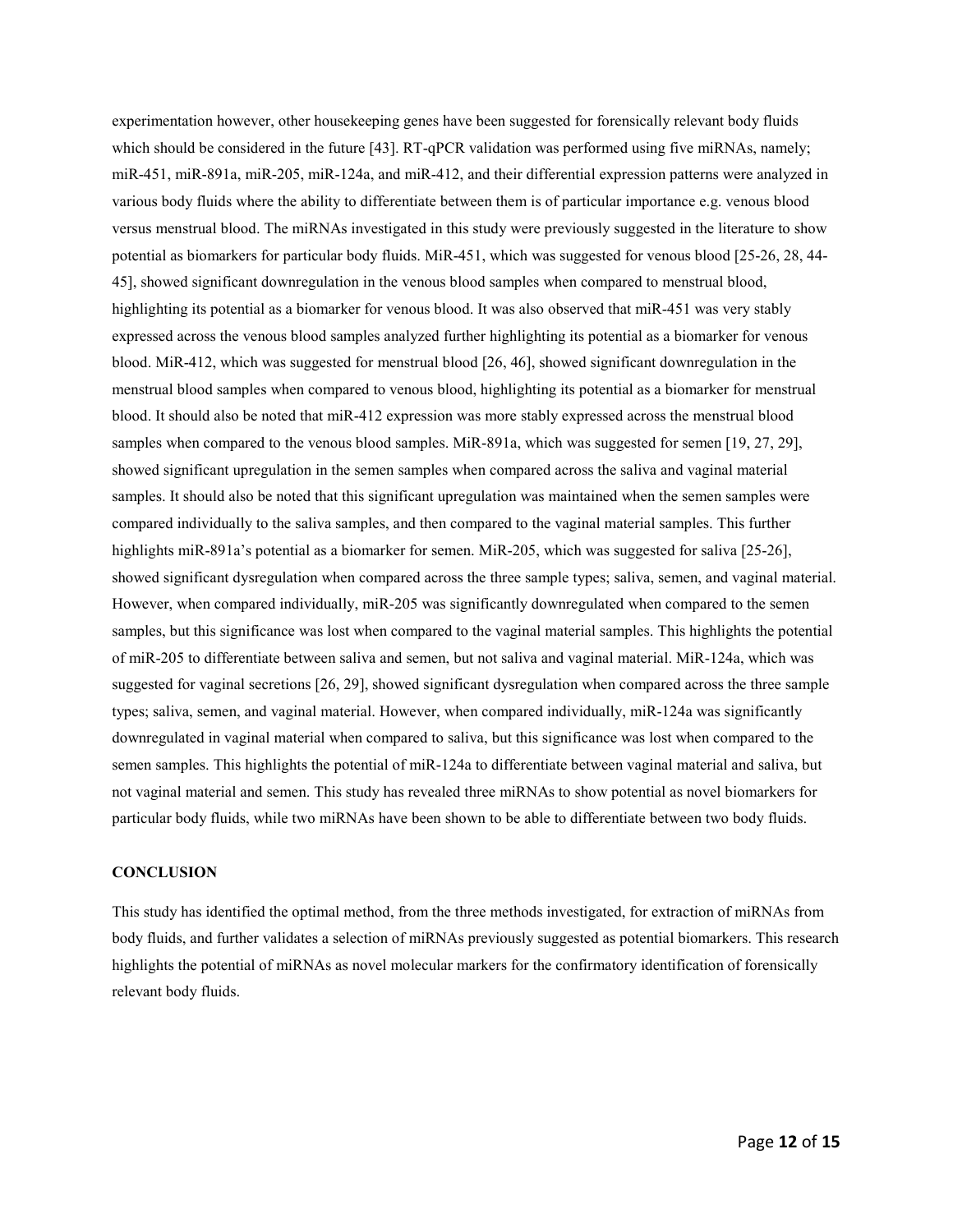experimentation however, other housekeeping genes have been suggested for forensically relevant body fluids which should be considered in the future [43]. RT-qPCR validation was performed using five miRNAs, namely; miR-451, miR-891a, miR-205, miR-124a, and miR-412, and their differential expression patterns were analyzed in various body fluids where the ability to differentiate between them is of particular importance e.g. venous blood versus menstrual blood. The miRNAs investigated in this study were previously suggested in the literature to show potential as biomarkers for particular body fluids. MiR-451, which was suggested for venous blood [25-26, 28, 44-45], showed significant downregulation in the venous blood samples when compared to menstrual blood, highlighting its potential as a biomarker for venous blood. It was also observed that miR-451 was very stably expressed across the venous blood samples analyzed further highlighting its potential as a biomarker for venous blood. MiR-412, which was suggested for menstrual blood [26, 46], showed significant downregulation in the menstrual blood samples when compared to venous blood, highlighting its potential as a biomarker for menstrual blood. It should also be noted that miR-412 expression was more stably expressed across the menstrual blood samples when compared to the venous blood samples. MiR-891a, which was suggested for semen [19, 27, 29], showed significant upregulation in the semen samples when compared across the saliva and vaginal material samples. It should also be noted that this significant upregulation was maintained when the semen samples were compared individually to the saliva samples, and then compared to the vaginal material samples. This further highlights miR-891a's potential as a biomarker for semen. MiR-205, which was suggested for saliva [25-26], showed significant dysregulation when compared across the three sample types; saliva, semen, and vaginal material. However, when compared individually, miR-205 was significantly downregulated when compared to the semen samples, but this significance was lost when compared to the vaginal material samples. This highlights the potential of miR-205 to differentiate between saliva and semen, but not saliva and vaginal material. MiR-124a, which was suggested for vaginal secretions [26, 29], showed significant dysregulation when compared across the three sample types; saliva, semen, and vaginal material. However, when compared individually, miR-124a was significantly downregulated in vaginal material when compared to saliva, but this significance was lost when compared to the semen samples. This highlights the potential of miR-124a to differentiate between vaginal material and saliva, but not vaginal material and semen. This study has revealed three miRNAs to show potential as novel biomarkers for particular body fluids, while two miRNAs have been shown to be able to differentiate between two body fluids.

## CONCLUSION

This study has identified the optimal method, from the three methods investigated, for extraction of miRNAs from body fluids, and further validates a selection of miRNAs previously suggested as potential biomarkers. This research highlights the potential of miRNAs as novel molecular markers for the confirmatory identification of forensically relevant body fluids.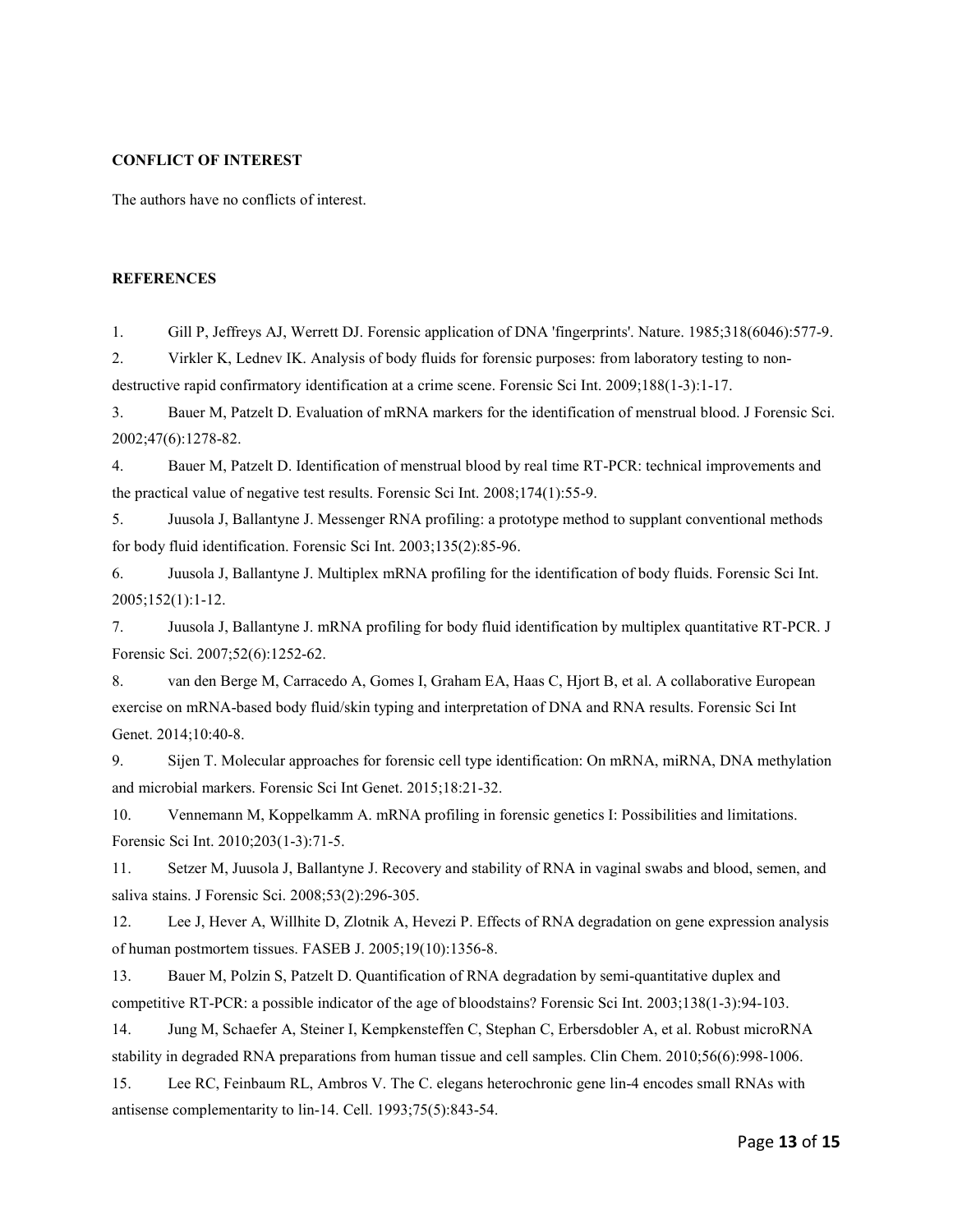**CONFLICT OF INTEREST**

The authors have no conflicts of interest.

**REFERENCES**

1. Gill P, Jeffreys AJ, Werrett DJ. Forensic application of DNA 'fingerprints'. Nature. 1985;318(6046):577-9.
2. Virkler K, Lednev IK. Analysis of body fluids for forensic purposes: from laboratory testing to non-destructive rapid confirmatory identification at a crime scene. Forensic Sci Int. 2009;188(1-3):1-17.
3. Bauer M, Patzelt D. Evaluation of mRNA markers for the identification of menstrual blood. J Forensic Sci. 2002;47(6):1278-82.
4. Bauer M, Patzelt D. Identification of menstrual blood by real time RT-PCR: technical improvements and the practical value of negative test results. Forensic Sci Int. 2008;174(1):55-9.
5. Juusola J, Ballantyne J. Messenger RNA profiling: a prototype method to supplant conventional methods for body fluid identification. Forensic Sci Int. 2003;135(2):85-96.
6. Juusola J, Ballantyne J. Multiplex mRNA profiling for the identification of body fluids. Forensic Sci Int. 2005;152(1):1-12.
7. Juusola J, Ballantyne J. mRNA profiling for body fluid identification by multiplex quantitative RT-PCR. J Forensic Sci. 2007;52(6):1252-62.
8. van den Berge M, Carracedo A, Gomes I, Graham EA, Haas C, Hjort B, et al. A collaborative European exercise on mRNA-based body fluid/skin typing and interpretation of DNA and RNA results. Forensic Sci Int Genet. 2014;10:40-8.
9. Sijen T. Molecular approaches for forensic cell type identification: On mRNA, miRNA, DNA methylation and microbial markers. Forensic Sci Int Genet. 2015;18:21-32.
10. Vennemann M, Koppelkamm A. mRNA profiling in forensic genetics I: Possibilities and limitations. Forensic Sci Int. 2010;203(1-3):71-5.
11. Setzer M, Juusola J, Ballantyne J. Recovery and stability of RNA in vaginal swabs and blood, semen, and saliva stains. J Forensic Sci. 2008;53(2):296-305.
12. Lee J, Hever A, Willhite D, Zlotnik A, Hevezi P. Effects of RNA degradation on gene expression analysis of human postmortem tissues. FASEB J. 2005;19(10):1356-8.
13. Bauer M, Polzin S, Patzelt D. Quantification of RNA degradation by semi-quantitative duplex and competitive RT-PCR: a possible indicator of the age of bloodstains? Forensic Sci Int. 2003;138(1-3):94-103.
14. Jung M, Schaefer A, Steiner I, Kempkensteffen C, Stephan C, Erbersdobler A, et al. Robust microRNA stability in degraded RNA preparations from human tissue and cell samples. Clin Chem. 2010;56(6):998-1006.
15. Lee RC, Feinbaum RL, Ambros V. The C. elegans heterochronic gene lin-4 encodes small RNAs with antisense complementarity to lin-14. Cell. 1993;75(5):843-54.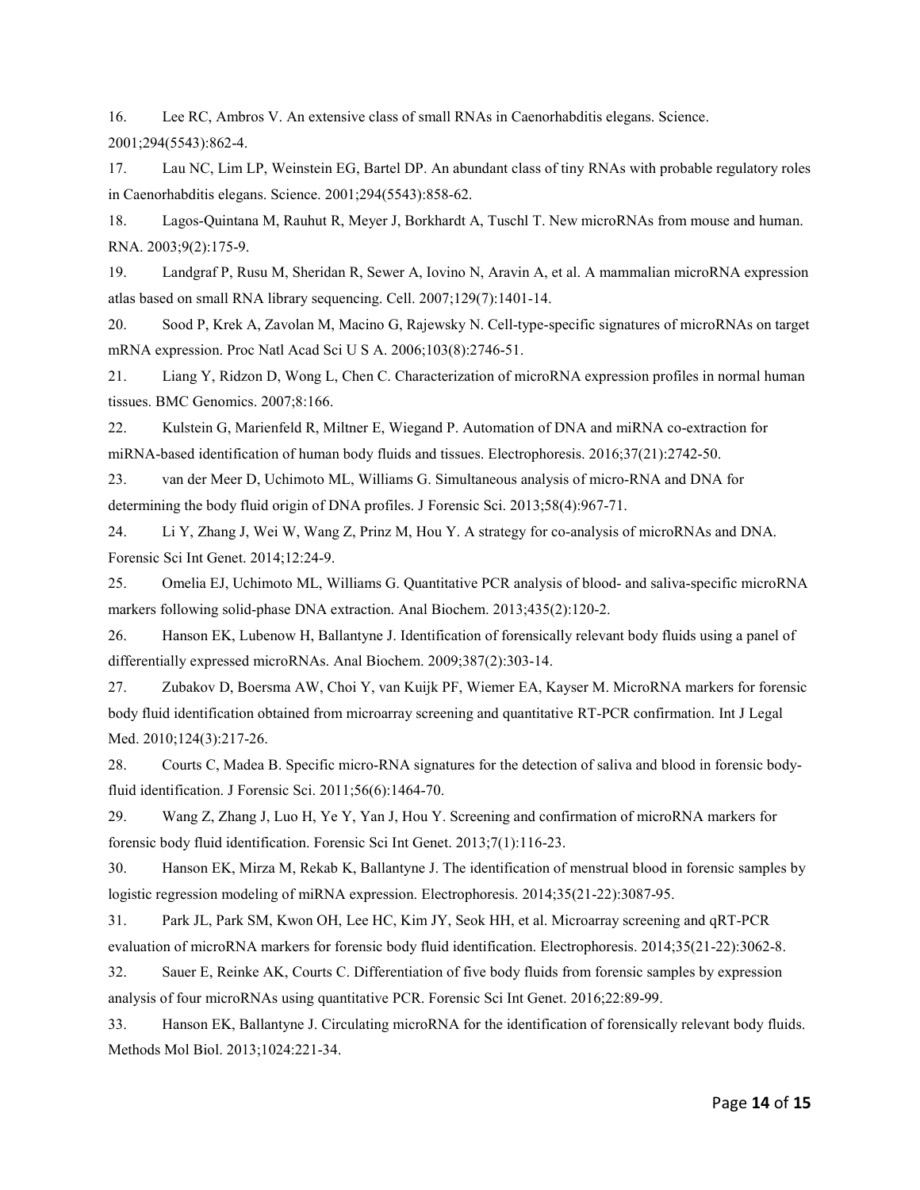16. Lee RC, Ambros V. An extensive class of small RNAs in Caenorhabditis elegans. Science. 2001;294(5543):862-4.

17. Lau NC, Lim LP, Weinstein EG, Bartel DP. An abundant class of tiny RNAs with probable regulatory roles in Caenorhabditis elegans. Science. 2001;294(5543):858-62.

18. Lagos-Quintana M, Rauhut R, Meyer J, Borkhardt A, Tuschl T. New microRNAs from mouse and human. RNA. 2003;9(2):175-9.

19. Landgraf P, Rusu M, Sheridan R, Sewer A, Iovino N, Aravin A, et al. A mammalian microRNA expression atlas based on small RNA library sequencing. Cell. 2007;129(7):1401-14.

20. Sood P, Krek A, Zavolan M, Macino G, Rajewsky N. Cell-type-specific signatures of microRNAs on target mRNA expression. Proc Natl Acad Sci U S A. 2006;103(8):2746-51.

21. Liang Y, Ridzon D, Wong L, Chen C. Characterization of microRNA expression profiles in normal human tissues. BMC Genomics. 2007;8:166.

22. Kulstein G, Marienfeld R, Miltner E, Wiegand P. Automation of DNA and miRNA co-extraction for miRNA-based identification of human body fluids and tissues. Electrophoresis. 2016;37(21):2742-50.

23. van der Meer D, Uchimoto ML, Williams G. Simultaneous analysis of micro-RNA and DNA for determining the body fluid origin of DNA profiles. J Forensic Sci. 2013;58(4):967-71.

24. Li Y, Zhang J, Wei W, Wang Z, Prinz M, Hou Y. A strategy for co-analysis of microRNAs and DNA. Forensic Sci Int Genet. 2014;12:24-9.

25. Omelia EJ, Uchimoto ML, Williams G. Quantitative PCR analysis of blood- and saliva-specific microRNA markers following solid-phase DNA extraction. Anal Biochem. 2013;435(2):120-2.

26. Hanson EK, Lubenow H, Ballantyne J. Identification of forensically relevant body fluids using a panel of differentially expressed microRNAs. Anal Biochem. 2009;387(2):303-14.

27. Zubakov D, Boersma AW, Choi Y, van Kuijk PF, Wiemer EA, Kayser M. MicroRNA markers for forensic body fluid identification obtained from microarray screening and quantitative RT-PCR confirmation. Int J Legal Med. 2010;124(3):217-26.

28. Courts C, Madea B. Specific micro-RNA signatures for the detection of saliva and blood in forensic body-fluid identification. J Forensic Sci. 2011;56(6):1464-70.

29. Wang Z, Zhang J, Luo H, Ye Y, Yan J, Hou Y. Screening and confirmation of microRNA markers for forensic body fluid identification. Forensic Sci Int Genet. 2013;7(1):116-23.

30. Hanson EK, Mirza M, Rekab K, Ballantyne J. The identification of menstrual blood in forensic samples by logistic regression modeling of miRNA expression. Electrophoresis. 2014;35(21-22):3087-95.

31. Park JL, Park SM, Kwon OH, Lee HC, Kim JY, Seok HH, et al. Microarray screening and qRT-PCR evaluation of microRNA markers for forensic body fluid identification. Electrophoresis. 2014;35(21-22):3062-8.

32. Sauer E, Reinke AK, Courts C. Differentiation of five body fluids from forensic samples by expression analysis of four microRNAs using quantitative PCR. Forensic Sci Int Genet. 2016;22:89-99.

33. Hanson EK, Ballantyne J. Circulating microRNA for the identification of forensically relevant body fluids. Methods Mol Biol. 2013;1024:221-34.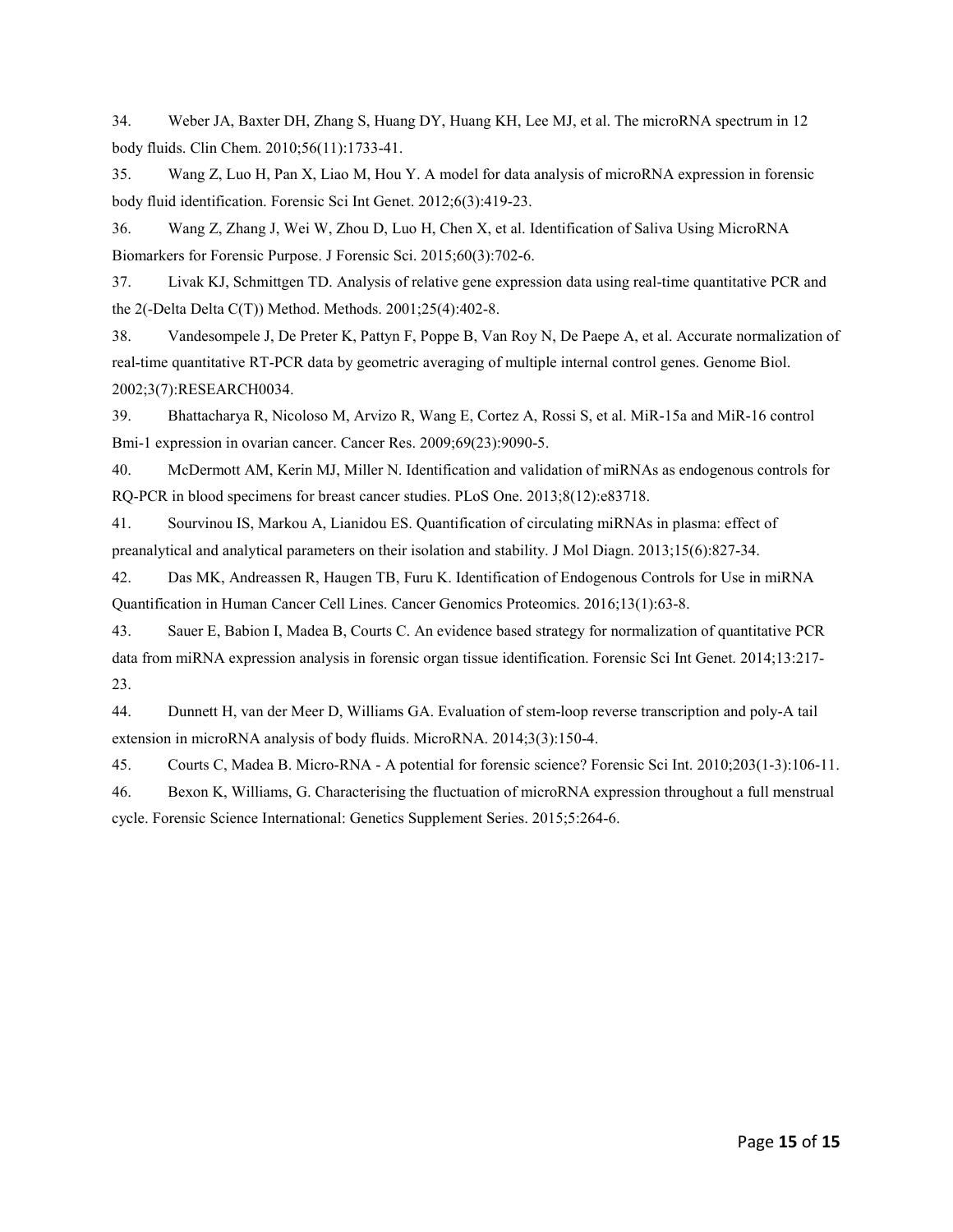34. Weber JA, Baxter DH, Zhang S, Huang DY, Huang KH, Lee MJ, et al. The microRNA spectrum in 12 body fluids. Clin Chem. 2010;56(11):1733-41.

35. Wang Z, Luo H, Pan X, Liao M, Hou Y. A model for data analysis of microRNA expression in forensic body fluid identification. Forensic Sci Int Genet. 2012;6(3):419-23.

36. Wang Z, Zhang J, Wei W, Zhou D, Luo H, Chen X, et al. Identification of Saliva Using MicroRNA Biomarkers for Forensic Purpose. J Forensic Sci. 2015;60(3):702-6.

37. Livak KJ, Schmittgen TD. Analysis of relative gene expression data using real-time quantitative PCR and the 2(-Delta Delta C(T)) Method. Methods. 2001;25(4):402-8.

38. Vandesompele J, De Preter K, Pattyn F, Poppe B, Van Roy N, De Paepe A, et al. Accurate normalization of real-time quantitative RT-PCR data by geometric averaging of multiple internal control genes. Genome Biol. 2002;3(7):RESEARCH0034.

39. Bhattacharya R, Nicoloso M, Arvizo R, Wang E, Cortez A, Rossi S, et al. MiR-15a and MiR-16 control Bmi-1 expression in ovarian cancer. Cancer Res. 2009;69(23):9090-5.

40. McDermott AM, Kerin MJ, Miller N. Identification and validation of miRNAs as endogenous controls for RQ-PCR in blood specimens for breast cancer studies. PLoS One. 2013;8(12):e83718.

41. Sourvinou IS, Markou A, Lianidou ES. Quantification of circulating miRNAs in plasma: effect of preanalytical and analytical parameters on their isolation and stability. J Mol Diagn. 2013;15(6):827-34.

42. Das MK, Andreassen R, Haugen TB, Furu K. Identification of Endogenous Controls for Use in miRNA Quantification in Human Cancer Cell Lines. Cancer Genomics Proteomics. 2016;13(1):63-8.

43. Sauer E, Babion I, Madea B, Courts C. An evidence based strategy for normalization of quantitative PCR data from miRNA expression analysis in forensic organ tissue identification. Forensic Sci Int Genet. 2014;13:217-23.

44. Dunnett H, van der Meer D, Williams GA. Evaluation of stem-loop reverse transcription and poly-A tail extension in microRNA analysis of body fluids. MicroRNA. 2014;3(3):150-4.

45. Courts C, Madea B. Micro-RNA - A potential for forensic science? Forensic Sci Int. 2010;203(1-3):106-11.

46. Bexon K, Williams, G. Characterising the fluctuation of microRNA expression throughout a full menstrual cycle. Forensic Science International: Genetics Supplement Series. 2015;5:264-6.